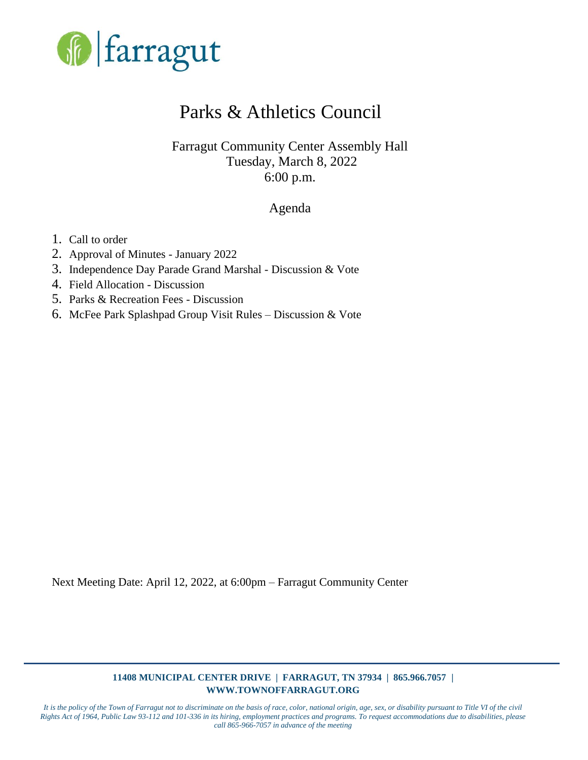farragut

# Parks & Athletics Council

Farragut Community Center Assembly Hall
Tuesday, March 8, 2022
6:00 p.m.

## Agenda

1. Call to order
2. Approval of Minutes - January 2022
3. Independence Day Parade Grand Marshal - Discussion & Vote
4. Field Allocation - Discussion
5. Parks & Recreation Fees - Discussion
6. McFee Park Splashpad Group Visit Rules – Discussion & Vote

Next Meeting Date: April 12, 2022, at 6:00pm – Farragut Community Center

**11408 MUNICIPAL CENTER DRIVE | FARRAGUT, TN 37934 | 865.966.7057 | WWW.TOWNOFFARRAGUT.ORG**

*It is the policy of the Town of Farragut not to discriminate on the basis of race, color, national origin, age, sex, or disability pursuant to Title VI of the civil Rights Act of 1964, Public Law 93-112 and 101-336 in its hiring, employment practices and programs. To request accommodations due to disabilities, please call 865-966-7057 in advance of the meeting*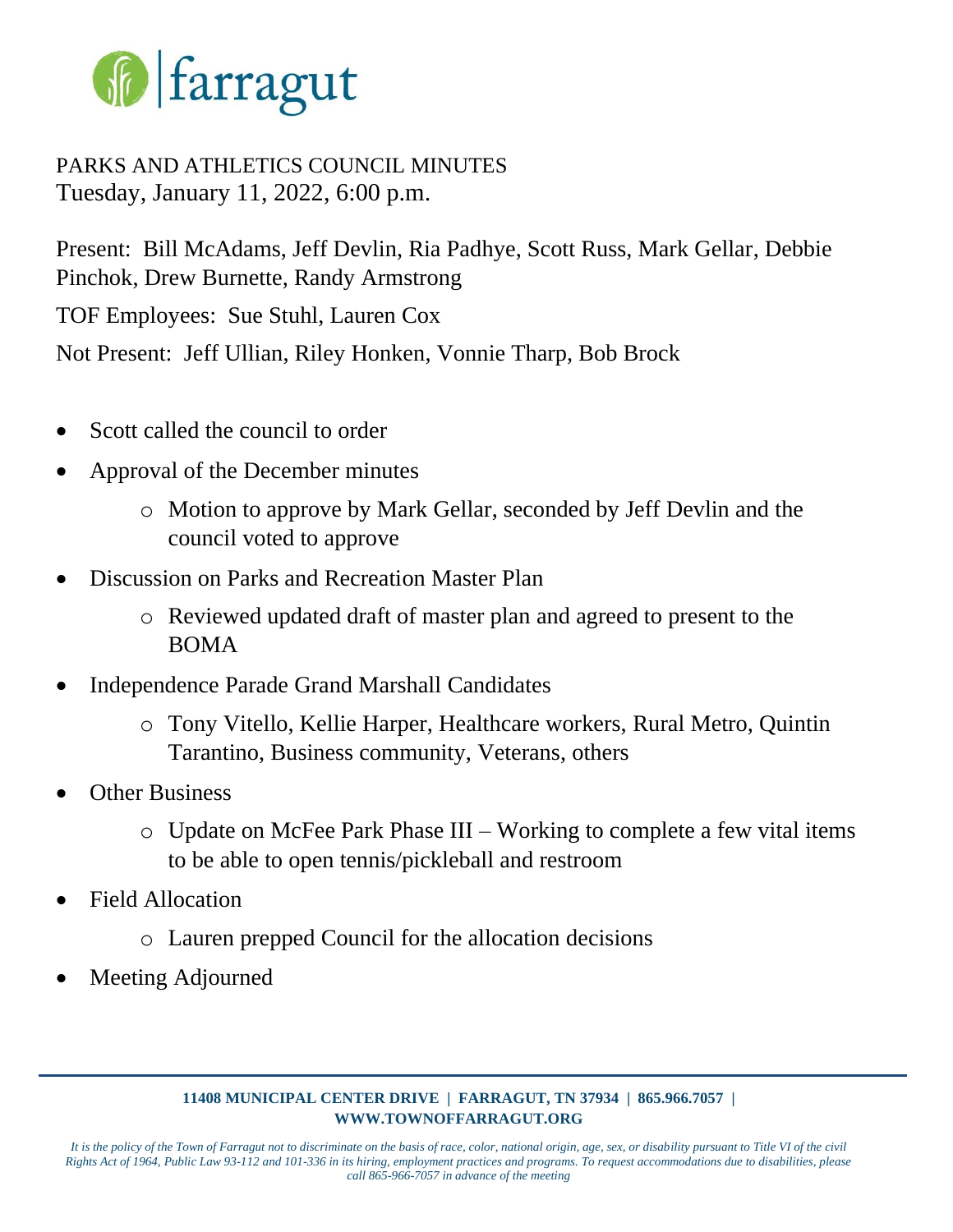farragut

PARKS AND ATHLETICS COUNCIL MINUTES
Tuesday, January 11, 2022, 6:00 p.m.

Present: Bill McAdams, Jeff Devlin, Ria Padhye, Scott Russ, Mark Gellar, Debbie Pinchok, Drew Burnette, Randy Armstrong

TOF Employees: Sue Stuhl, Lauren Cox

Not Present: Jeff Ullian, Riley Honken, Vonnie Tharp, Bob Brock

- Scott called the council to order
- Approval of the December minutes
  - Motion to approve by Mark Gellar, seconded by Jeff Devlin and the council voted to approve
- Discussion on Parks and Recreation Master Plan
  - Reviewed updated draft of master plan and agreed to present to the BOMA
- Independence Parade Grand Marshall Candidates
  - Tony Vitello, Kellie Harper, Healthcare workers, Rural Metro, Quintin Tarantino, Business community, Veterans, others
- Other Business
  - Update on McFee Park Phase III – Working to complete a few vital items to be able to open tennis/pickleball and restroom
- Field Allocation
  - Lauren prepped Council for the allocation decisions
- Meeting Adjourned

**11408 MUNICIPAL CENTER DRIVE | FARRAGUT, TN 37934 | 865.966.7057 | WWW.TOWNOFFARRAGUT.ORG**

*It is the policy of the Town of Farragut not to discriminate on the basis of race, color, national origin, age, sex, or disability pursuant to Title VI of the civil Rights Act of 1964, Public Law 93-112 and 101-336 in its hiring, employment practices and programs. To request accommodations due to disabilities, please call 865-966-7057 in advance of the meeting*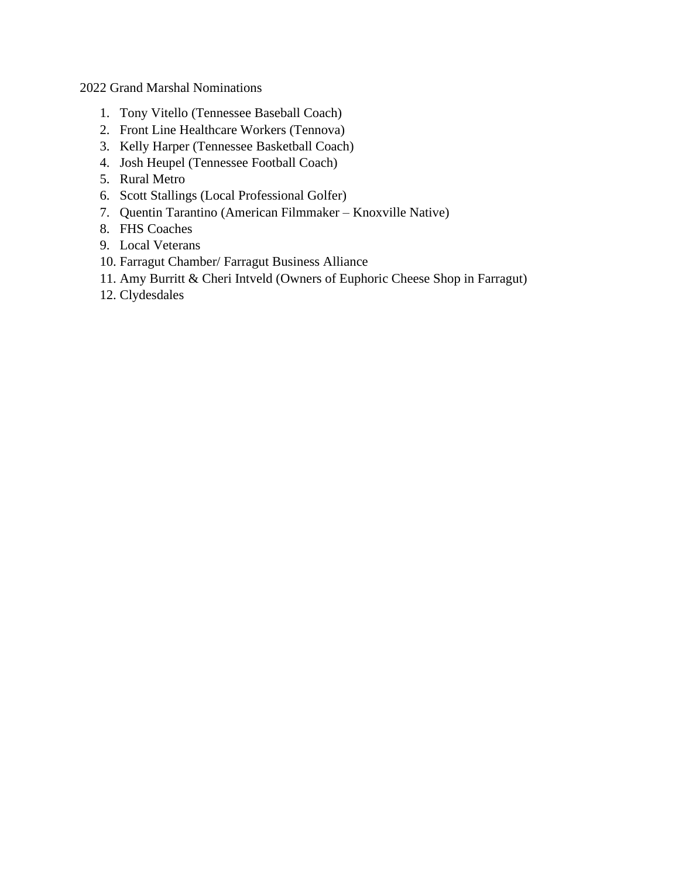2022 Grand Marshal Nominations

1. Tony Vitello (Tennessee Baseball Coach)
2. Front Line Healthcare Workers (Tennova)
3. Kelly Harper (Tennessee Basketball Coach)
4. Josh Heupel (Tennessee Football Coach)
5. Rural Metro
6. Scott Stallings (Local Professional Golfer)
7. Quentin Tarantino (American Filmmaker – Knoxville Native)
8. FHS Coaches
9. Local Veterans
10. Farragut Chamber/ Farragut Business Alliance
11. Amy Burritt & Cheri Intveld (Owners of Euphoric Cheese Shop in Farragut)
12. Clydesdales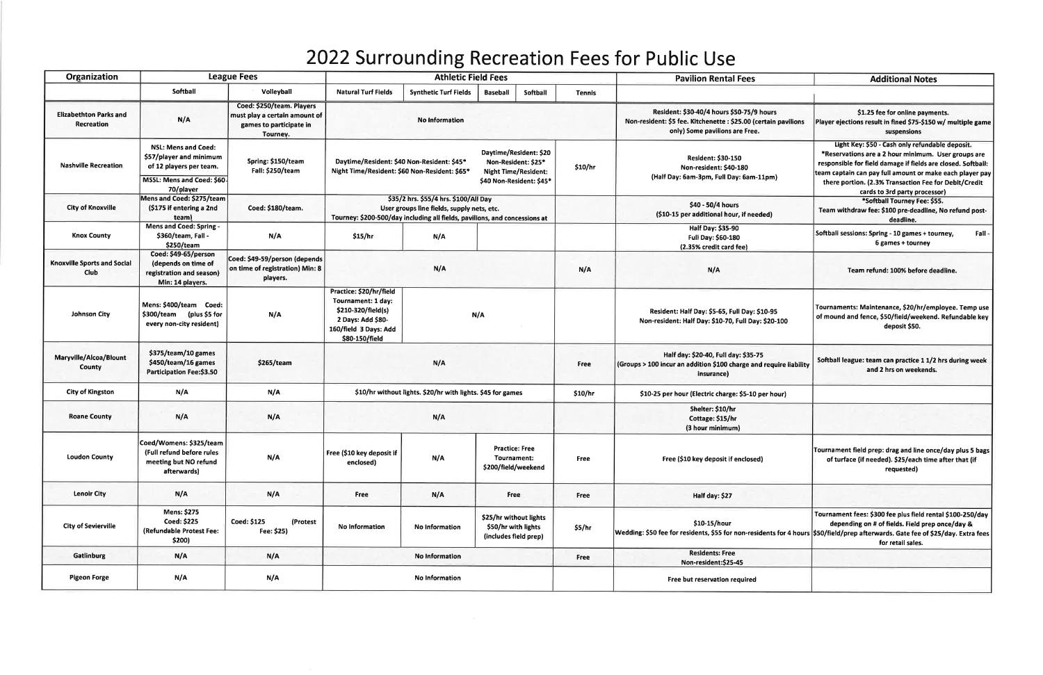# 2022 Surrounding Recreation Fees for Public Use

| Organization | League Fees | | Athletic Field Fees | | | | | Pavilion Rental Fees | Additional Notes |
|---|---|---|---|---|---|---|---|---|---|
| | Softball | Volleyball | Natural Turf Fields | Synthetic Turf Fields | Baseball | Softball | Tennis | | |
| Elizabethton Parks and Recreation | N/A | Coed: $250/team. Players must play a certain amount of games to participate in Tourney. | No Information | | | | | Resident: $30-40/4 hours $50-75/9 hours Non-resident: $5 fee. Kitchenette : $25.00 (certain pavilions only) Some pavilions are Free. | $1.25 fee for online payments. Player ejections result in fined $75-$150 w/ multiple game suspensions |
| Nashville Recreation | NSL: Mens and Coed: $57/player and minimum of 12 players per team. MSSL: Mens and Coed: $60-70/player | Spring: $150/team Fall: $250/team | Daytime/Resident: $40 Non-Resident: $45* Night Time/Resident: $60 Non-Resident: $65* | | Daytime/Resident: $20 Non-Resident: $25* Night Time/Resident: $40 Non-Resident: $45* | | $10/hr | Resident: $30-150 Non-resident: $40-180 (Half Day: 6am-3pm, Full Day: 6am-11pm) | Light Key: $50 - Cash only refundable deposit. *Reservations are a 2 hour minimum. User groups are responsible for field damage if fields are closed. Softball: team captain can pay full amount or make each player pay there portion. (2.3% Transaction Fee for Debit/Credit cards to 3rd party processor) |
| City of Knoxville | Mens and Coed: $275/team ($175 if entering a 2nd team) | Coed: $180/team. | $35/2 hrs. $55/4 hrs. $100/All Day User groups line fields, supply nets, etc. Tourney: $200-500/day including all fields, pavilions, and concessions at | | | | | $40 - 50/4 hours ($10-15 per additional hour, if needed) | *Softball Tourney Fee: $55. Team withdraw fee: $100 pre-deadline, No refund post-deadline. |
| Knox County | Mens and Coed: Spring - $360/team, Fall - $250/team | N/A | $15/hr | N/A | | | | Half Day: $35-90 Full Day: $60-180 (2.35% credit card fee) | Softball sessions: Spring - 10 games + tourney, Fall - 6 games + tourney |
| Knoxville Sports and Social Club | Coed: $49-65/person (depends on time of registration and season) Min: 14 players. | Coed: $49-59/person (depends on time of registration) Min: 8 players. | N/A | | | | N/A | N/A | Team refund: 100% before deadline. |
| Johnson City | Mens: $400/team Coed: $300/team (plus $5 for every non-city resident) | N/A | Practice: $20/hr/field Tournament: 1 day: $210-320/field(s) 2 Days: Add $80-160/field 3 Days: Add $80-150/field | N/A | | | | Resident: Half Day: $5-65, Full Day: $10-95 Non-resident: Half Day: $10-70, Full Day: $20-100 | Tournaments: Maintenance, $20/hr/employee. Temp use of mound and fence, $50/field/weekend. Refundable key deposit $50. |
| Maryville/Alcoa/Blount County | $375/team/10 games $450/team/16 games Participation Fee:$3.50 | $265/team | N/A | | | | Free | Half day: $20-40, Full day: $35-75 (Groups > 100 incur an addition $100 charge and require liability insurance) | Softball league: team can practice 1 1/2 hrs during week and 2 hrs on weekends. |
| City of Kingston | N/A | N/A | $10/hr without lights. $20/hr with lights. $45 for games | | | | $10/hr | $10-25 per hour (Electric charge: $5-10 per hour) | |
| Roane County | N/A | N/A | N/A | | | | | Shelter: $10/hr Cottage: $15/hr (3 hour minimum) | |
| Loudon County | Coed/Womens: $325/team (Full refund before rules meeting but NO refund afterwards) | N/A | Free ($10 key deposit if enclosed) | N/A | Practice: Free Tournament: $200/field/weekend | | Free | Free ($10 key deposit if enclosed) | Tournament field prep: drag and line once/day plus 5 bags of turface (if needed). $25/each time after that (if requested) |
| Lenoir City | N/A | N/A | Free | N/A | Free | | Free | Half day: $27 | |
| City of Sevierville | Mens: $275 Coed: $225 (Refundable Protest Fee: $200) | Coed: $125 (Protest Fee: $25) | No Information | No Information | $25/hr without lights $50/hr with lights (includes field prep) | | $5/hr | $10-15/hour Wedding: $50 fee for residents, $55 for non-residents for 4 hours | Tournament fees: $300 fee plus field rental $100-250/day depending on # of fields. Field prep once/day & $50/field/prep afterwards. Gate fee of $25/day. Extra fees for retail sales. |
| Gatlinburg | N/A | N/A | No Information | | | | Free | Residents: Free Non-resident:$25-45 | |
| Pigeon Forge | N/A | N/A | No Information | | | | | Free but reservation required | |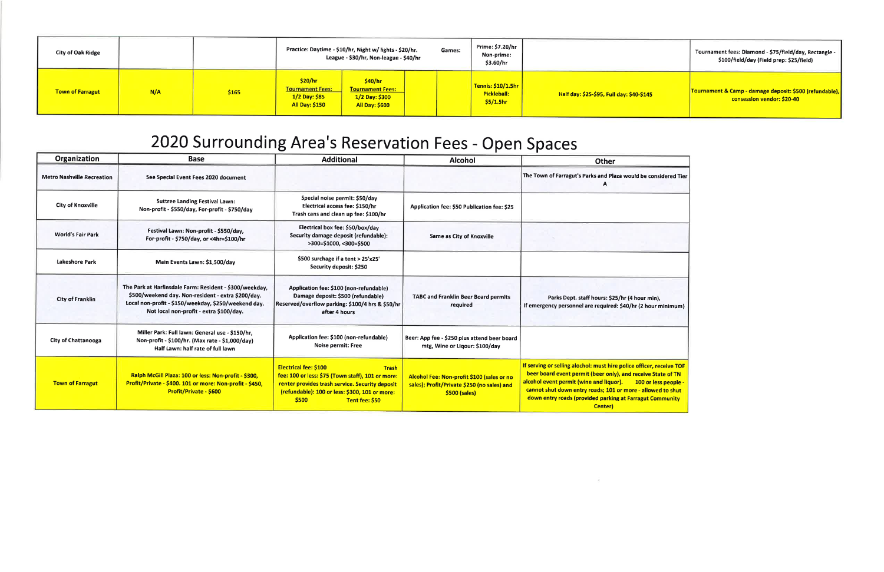| City of Oak Ridge | | | Practice: Daytime - $10/hr, Night w/ lights - $20/hr. League - $30/hr, Non-league - $40/hr | | Games: | | Prime: $7.20/hr Non-prime: $3.60/hr | | Tournament fees: Diamond - $75/field/day, Rectangle - $100/field/day (Field prep: $25/field) |
|---|---|---|---|---|---|---|---|---|---|
| Town of Farragut | N/A | $165 | $20/hr Tournament Fees: 1/2 Day: $85 All Day: $150 | $40/hr Tournament Fees: 1/2 Day: $300 All Day: $600 | | | Tennis: $10/1.5hr Pickleball: $5/1.5hr | Half day: $25-$95, Full day: $40-$145 | Tournament & Camp - damage deposit: $500 (refundable), consession vendor: $20-40 |

# 2020 Surrounding Area's Reservation Fees - Open Spaces

| Organization | Base | Additional | Alcohol | Other |
|---|---|---|---|---|
| Metro Nashville Recreation | See Special Event Fees 2020 document | | | The Town of Farragut's Parks and Plaza would be considered Tier A |
| City of Knoxville | Suttree Landing Festival Lawn: Non-profit - $550/day, For-profit - $750/day | Special noise permit: $50/day Electrical access fee: $150/hr Trash cans and clean up fee: $100/hr | Application fee: $50 Publication fee: $25 | |
| World's Fair Park | Festival Lawn: Non-profit - $550/day, For-profit - $750/day, or <4hr=$100/hr | Electrical box fee: $50/box/day Security damage deposit (refundable): >300=$1000, <300=$500 | Same as City of Knoxville | |
| Lakeshore Park | Main Events Lawn: $1,500/day | $500 surchage if a tent > 25'x25' Security deposit: $250 | | |
| City of Franklin | The Park at Harlinsdale Farm: Resident - $300/weekday, $500/weekend day. Non-resident - extra $200/day. Local non-profit - $150/weekday, $250/weekend day. Not local non-profit - extra $100/day. | Application fee: $100 (non-refundable) Damage deposit: $500 (refundable) Reserved/overflow parking: $100/4 hrs & $50/hr after 4 hours | TABC and Franklin Beer Board permits required | Parks Dept. staff hours: $25/hr (4 hour min), If emergency personnel are required: $40/hr (2 hour minimum) |
| City of Chattanooga | Miller Park: Full lawn: General use - $150/hr, Non-profit - $100/hr. (Max rate - $1,000/day) Half Lawn: half rate of full lawn | Application fee: $100 (non-refundable) Noise permit: Free | Beer: App fee - $250 plus attend beer board mtg, Wine or Liqour: $100/day | |
| Town of Farragut | Ralph McGill Plaza: 100 or less: Non-profit - $300, Profit/Private - $400. 101 or more: Non-profit - $450, Profit/Private - $600 | Electrical fee: $100 Trash fee: 100 or less: $75 (Town staff), 101 or more: renter provides trash service. Security deposit (refundable): 100 or less: $300, 101 or more: $500 Tent fee: $50 | Alcohol Fee: Non-profit $100 (sales or no sales); Profit/Private $250 (no sales) and $500 (sales) | If serving or selling alochol: must hire police officer, receive TOF beer board event permit (beer only), and receive State of TN alcohol event permit (wine and liquor). 100 or less people - cannot shut down entry roads; 101 or more - allowed to shut down entry roads (provided parking at Farragut Community Center) |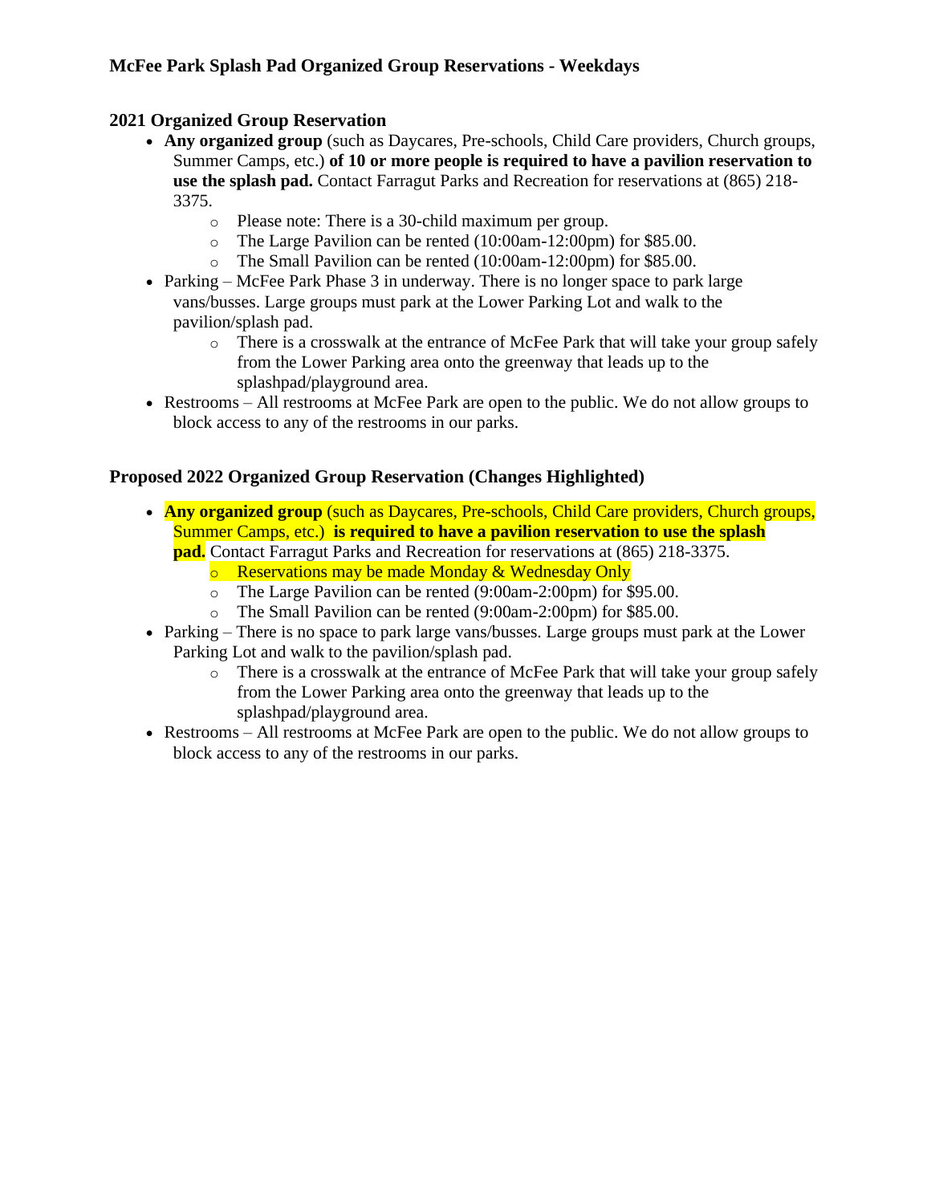**McFee Park Splash Pad Organized Group Reservations - Weekdays**

**2021 Organized Group Reservation**

- **Any organized group** (such as Daycares, Pre-schools, Child Care providers, Church groups, Summer Camps, etc.) **of 10 or more people is required to have a pavilion reservation to use the splash pad.** Contact Farragut Parks and Recreation for reservations at (865) 218-3375.
  - Please note: There is a 30-child maximum per group.
  - The Large Pavilion can be rented (10:00am-12:00pm) for $85.00.
  - The Small Pavilion can be rented (10:00am-12:00pm) for $85.00.
- Parking – McFee Park Phase 3 in underway. There is no longer space to park large vans/busses. Large groups must park at the Lower Parking Lot and walk to the pavilion/splash pad.
  - There is a crosswalk at the entrance of McFee Park that will take your group safely from the Lower Parking area onto the greenway that leads up to the splashpad/playground area.
- Restrooms – All restrooms at McFee Park are open to the public. We do not allow groups to block access to any of the restrooms in our parks.

**Proposed 2022 Organized Group Reservation (Changes Highlighted)**

- **Any organized group** (such as Daycares, Pre-schools, Child Care providers, Church groups, Summer Camps, etc.) **is required to have a pavilion reservation to use the splash pad.** Contact Farragut Parks and Recreation for reservations at (865) 218-3375.
  - Reservations may be made Monday & Wednesday Only
  - The Large Pavilion can be rented (9:00am-2:00pm) for $95.00.
  - The Small Pavilion can be rented (9:00am-2:00pm) for $85.00.
- Parking – There is no space to park large vans/busses. Large groups must park at the Lower Parking Lot and walk to the pavilion/splash pad.
  - There is a crosswalk at the entrance of McFee Park that will take your group safely from the Lower Parking area onto the greenway that leads up to the splashpad/playground area.
- Restrooms – All restrooms at McFee Park are open to the public. We do not allow groups to block access to any of the restrooms in our parks.